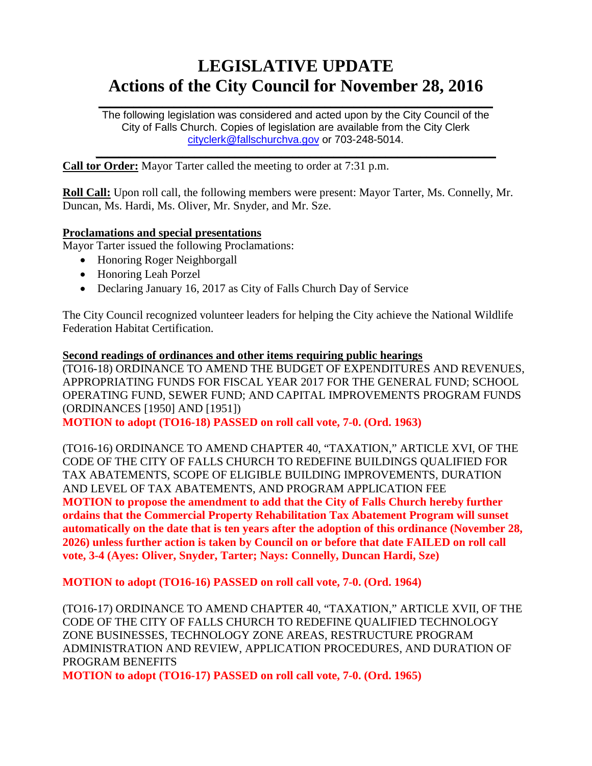# LEGISLATIVE UPDATE
# Actions of the City Council for November 28, 2016

The following legislation was considered and acted upon by the City Council of the City of Falls Church. Copies of legislation are available from the City Clerk cityclerk@fallschurchva.gov or 703-248-5014.

**Call tor Order:** Mayor Tarter called the meeting to order at 7:31 p.m.

**Roll Call:** Upon roll call, the following members were present: Mayor Tarter, Ms. Connelly, Mr. Duncan, Ms. Hardi, Ms. Oliver, Mr. Snyder, and Mr. Sze.

**Proclamations and special presentations**

Mayor Tarter issued the following Proclamations:

- Honoring Roger Neighborgall
- Honoring Leah Porzel
- Declaring January 16, 2017 as City of Falls Church Day of Service

The City Council recognized volunteer leaders for helping the City achieve the National Wildlife Federation Habitat Certification.

**Second readings of ordinances and other items requiring public hearings**

(TO16-18) ORDINANCE TO AMEND THE BUDGET OF EXPENDITURES AND REVENUES, APPROPRIATING FUNDS FOR FISCAL YEAR 2017 FOR THE GENERAL FUND; SCHOOL OPERATING FUND, SEWER FUND; AND CAPITAL IMPROVEMENTS PROGRAM FUNDS (ORDINANCES [1950] AND [1951])

**MOTION to adopt (TO16-18) PASSED on roll call vote, 7-0. (Ord. 1963)**

(TO16-16) ORDINANCE TO AMEND CHAPTER 40, "TAXATION," ARTICLE XVI, OF THE CODE OF THE CITY OF FALLS CHURCH TO REDEFINE BUILDINGS QUALIFIED FOR TAX ABATEMENTS, SCOPE OF ELIGIBLE BUILDING IMPROVEMENTS, DURATION AND LEVEL OF TAX ABATEMENTS, AND PROGRAM APPLICATION FEE

**MOTION to propose the amendment to add that the City of Falls Church hereby further ordains that the Commercial Property Rehabilitation Tax Abatement Program will sunset automatically on the date that is ten years after the adoption of this ordinance (November 28, 2026) unless further action is taken by Council on or before that date FAILED on roll call vote, 3-4 (Ayes: Oliver, Snyder, Tarter; Nays: Connelly, Duncan Hardi, Sze)**

**MOTION to adopt (TO16-16) PASSED on roll call vote, 7-0. (Ord. 1964)**

(TO16-17) ORDINANCE TO AMEND CHAPTER 40, "TAXATION," ARTICLE XVII, OF THE CODE OF THE CITY OF FALLS CHURCH TO REDEFINE QUALIFIED TECHNOLOGY ZONE BUSINESSES, TECHNOLOGY ZONE AREAS, RESTRUCTURE PROGRAM ADMINISTRATION AND REVIEW, APPLICATION PROCEDURES, AND DURATION OF PROGRAM BENEFITS

**MOTION to adopt (TO16-17) PASSED on roll call vote, 7-0. (Ord. 1965)**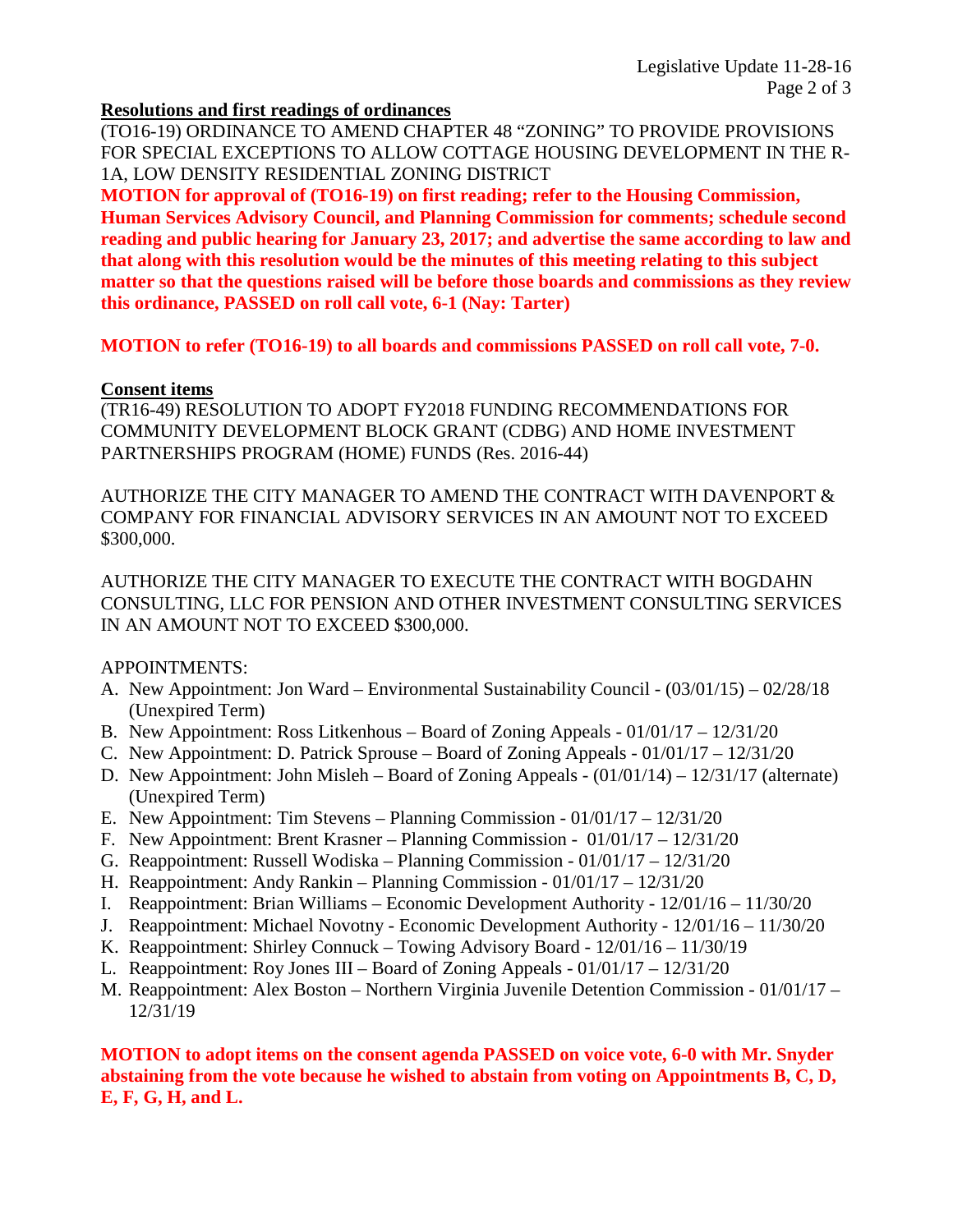**Resolutions and first readings of ordinances**

(TO16-19) ORDINANCE TO AMEND CHAPTER 48 "ZONING" TO PROVIDE PROVISIONS FOR SPECIAL EXCEPTIONS TO ALLOW COTTAGE HOUSING DEVELOPMENT IN THE R-1A, LOW DENSITY RESIDENTIAL ZONING DISTRICT

**MOTION for approval of (TO16-19) on first reading; refer to the Housing Commission, Human Services Advisory Council, and Planning Commission for comments; schedule second reading and public hearing for January 23, 2017; and advertise the same according to law and that along with this resolution would be the minutes of this meeting relating to this subject matter so that the questions raised will be before those boards and commissions as they review this ordinance, PASSED on roll call vote, 6-1 (Nay: Tarter)**

**MOTION to refer (TO16-19) to all boards and commissions PASSED on roll call vote, 7-0.**

**Consent items**

(TR16-49) RESOLUTION TO ADOPT FY2018 FUNDING RECOMMENDATIONS FOR COMMUNITY DEVELOPMENT BLOCK GRANT (CDBG) AND HOME INVESTMENT PARTNERSHIPS PROGRAM (HOME) FUNDS (Res. 2016-44)

AUTHORIZE THE CITY MANAGER TO AMEND THE CONTRACT WITH DAVENPORT & COMPANY FOR FINANCIAL ADVISORY SERVICES IN AN AMOUNT NOT TO EXCEED $300,000.

AUTHORIZE THE CITY MANAGER TO EXECUTE THE CONTRACT WITH BOGDAHN CONSULTING, LLC FOR PENSION AND OTHER INVESTMENT CONSULTING SERVICES IN AN AMOUNT NOT TO EXCEED $300,000.

APPOINTMENTS:

A. New Appointment: Jon Ward – Environmental Sustainability Council - (03/01/15) – 02/28/18 (Unexpired Term)
B. New Appointment: Ross Litkenhous – Board of Zoning Appeals - 01/01/17 – 12/31/20
C. New Appointment: D. Patrick Sprouse – Board of Zoning Appeals - 01/01/17 – 12/31/20
D. New Appointment: John Misleh – Board of Zoning Appeals - (01/01/14) – 12/31/17 (alternate) (Unexpired Term)
E. New Appointment: Tim Stevens – Planning Commission - 01/01/17 – 12/31/20
F. New Appointment: Brent Krasner – Planning Commission - 01/01/17 – 12/31/20
G. Reappointment: Russell Wodiska – Planning Commission - 01/01/17 – 12/31/20
H. Reappointment: Andy Rankin – Planning Commission - 01/01/17 – 12/31/20
I. Reappointment: Brian Williams – Economic Development Authority - 12/01/16 – 11/30/20
J. Reappointment: Michael Novotny - Economic Development Authority - 12/01/16 – 11/30/20
K. Reappointment: Shirley Connuck – Towing Advisory Board - 12/01/16 – 11/30/19
L. Reappointment: Roy Jones III – Board of Zoning Appeals - 01/01/17 – 12/31/20
M. Reappointment: Alex Boston – Northern Virginia Juvenile Detention Commission - 01/01/17 – 12/31/19

**MOTION to adopt items on the consent agenda PASSED on voice vote, 6-0 with Mr. Snyder abstaining from the vote because he wished to abstain from voting on Appointments B, C, D, E, F, G, H, and L.**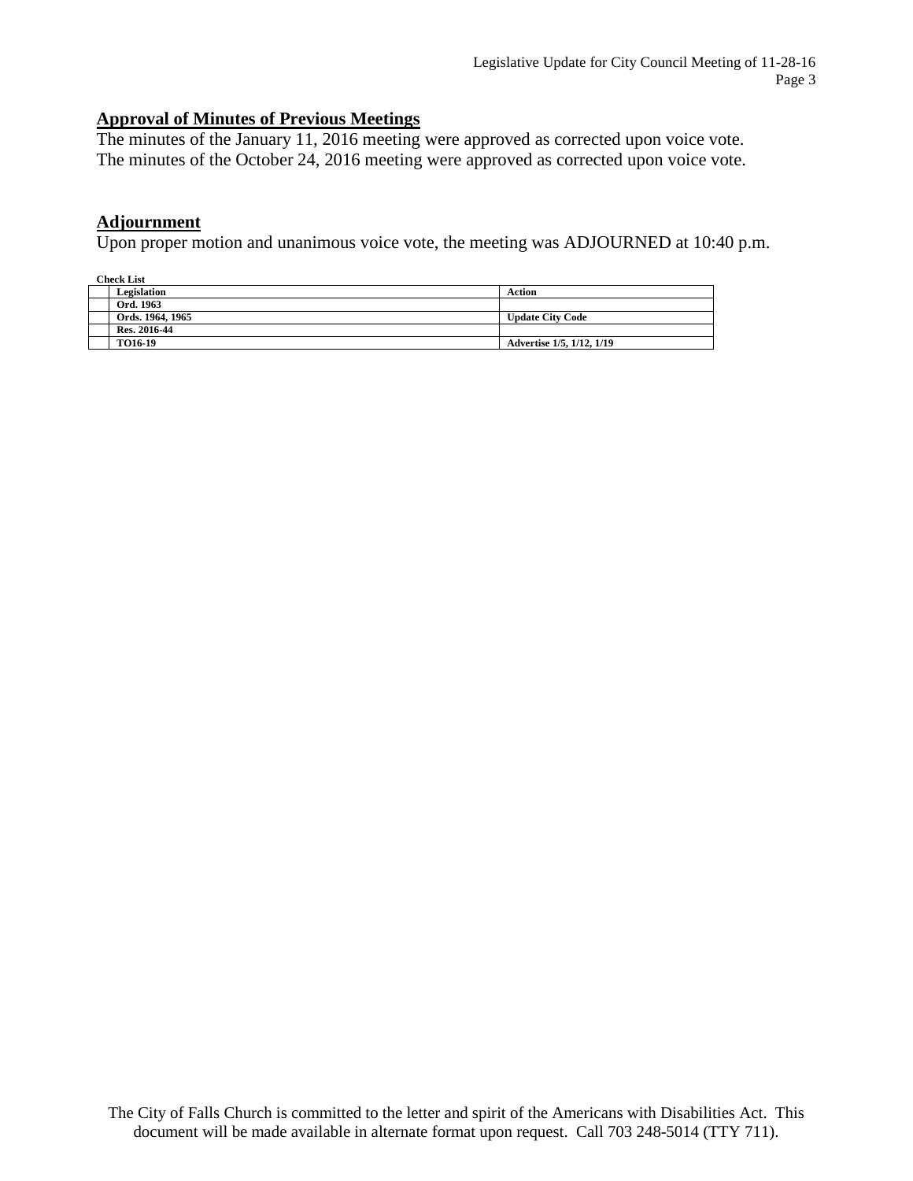## Approval of Minutes of Previous Meetings

The minutes of the January 11, 2016 meeting were approved as corrected upon voice vote.
The minutes of the October 24, 2016 meeting were approved as corrected upon voice vote.

## Adjournment

Upon proper motion and unanimous voice vote, the meeting was ADJOURNED at 10:40 p.m.

**Check List**

| | Legislation | Action |
|---|---|---|
| | Ord. 1963 | |
| | Ords. 1964, 1965 | Update City Code |
| | Res. 2016-44 | |
| | TO16-19 | Advertise 1/5, 1/12, 1/19 |

The City of Falls Church is committed to the letter and spirit of the Americans with Disabilities Act. This document will be made available in alternate format upon request. Call 703 248-5014 (TTY 711).